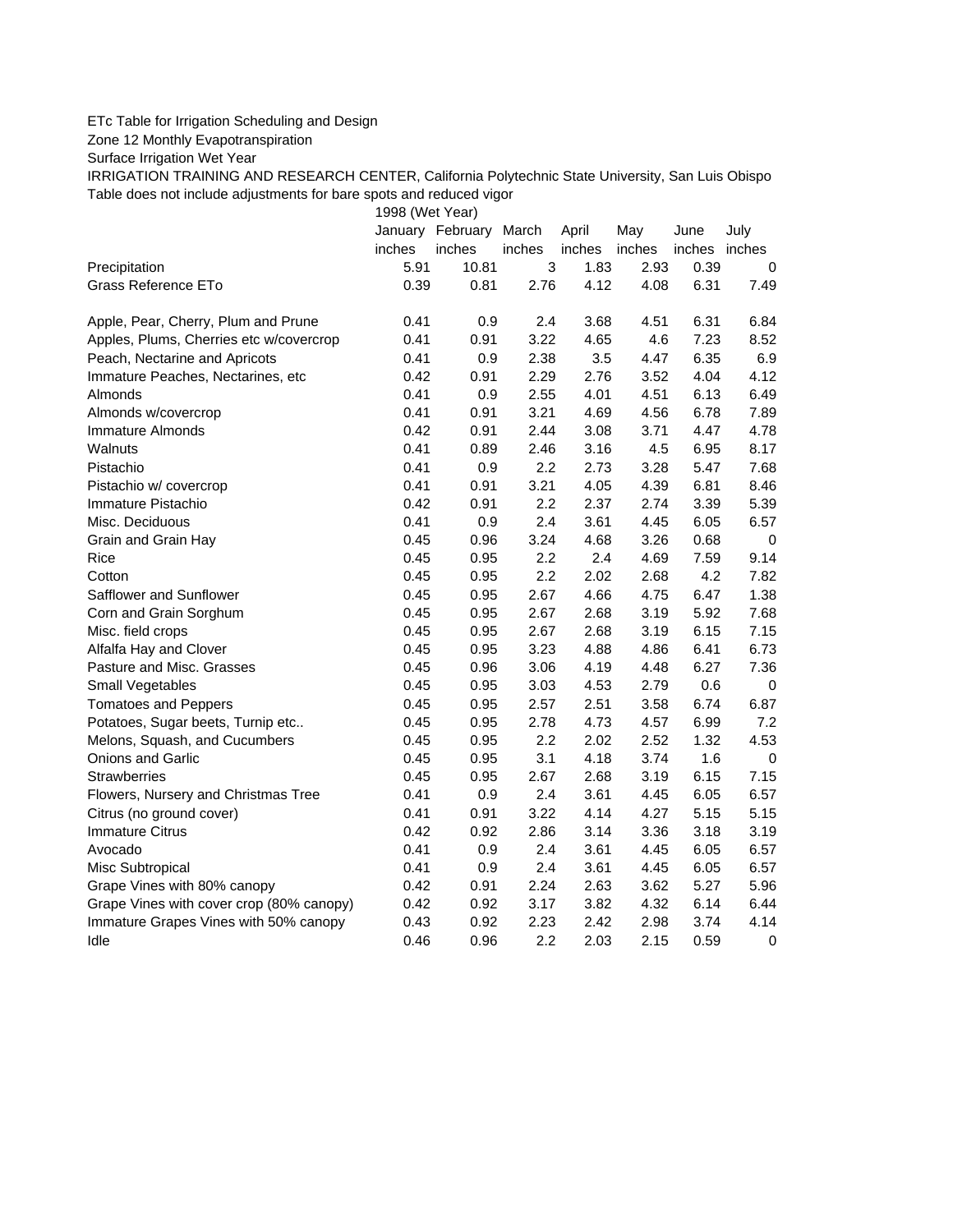ETc Table for Irrigation Scheduling and Design

Zone 12 Monthly Evapotranspiration

Surface Irrigation Wet Year

IRRIGATION TRAINING AND RESEARCH CENTER, California Polytechnic State University, San Luis Obispo

Table does not include adjustments for bare spots and reduced vigor

| | 1998 (Wet Year) | | | | | | |
|---|---|---|---|---|---|---|---|
| | January | February | March | April | May | June | July |
| | inches | inches | inches | inches | inches | inches | inches |
| Precipitation | 5.91 | 10.81 | 3 | 1.83 | 2.93 | 0.39 | 0 |
| Grass Reference ETo | 0.39 | 0.81 | 2.76 | 4.12 | 4.08 | 6.31 | 7.49 |
| | | | | | | | |
| Apple, Pear, Cherry, Plum and Prune | 0.41 | 0.9 | 2.4 | 3.68 | 4.51 | 6.31 | 6.84 |
| Apples, Plums, Cherries etc w/covercrop | 0.41 | 0.91 | 3.22 | 4.65 | 4.6 | 7.23 | 8.52 |
| Peach, Nectarine and Apricots | 0.41 | 0.9 | 2.38 | 3.5 | 4.47 | 6.35 | 6.9 |
| Immature Peaches, Nectarines, etc | 0.42 | 0.91 | 2.29 | 2.76 | 3.52 | 4.04 | 4.12 |
| Almonds | 0.41 | 0.9 | 2.55 | 4.01 | 4.51 | 6.13 | 6.49 |
| Almonds w/covercrop | 0.41 | 0.91 | 3.21 | 4.69 | 4.56 | 6.78 | 7.89 |
| Immature Almonds | 0.42 | 0.91 | 2.44 | 3.08 | 3.71 | 4.47 | 4.78 |
| Walnuts | 0.41 | 0.89 | 2.46 | 3.16 | 4.5 | 6.95 | 8.17 |
| Pistachio | 0.41 | 0.9 | 2.2 | 2.73 | 3.28 | 5.47 | 7.68 |
| Pistachio w/ covercrop | 0.41 | 0.91 | 3.21 | 4.05 | 4.39 | 6.81 | 8.46 |
| Immature Pistachio | 0.42 | 0.91 | 2.2 | 2.37 | 2.74 | 3.39 | 5.39 |
| Misc. Deciduous | 0.41 | 0.9 | 2.4 | 3.61 | 4.45 | 6.05 | 6.57 |
| Grain and Grain Hay | 0.45 | 0.96 | 3.24 | 4.68 | 3.26 | 0.68 | 0 |
| Rice | 0.45 | 0.95 | 2.2 | 2.4 | 4.69 | 7.59 | 9.14 |
| Cotton | 0.45 | 0.95 | 2.2 | 2.02 | 2.68 | 4.2 | 7.82 |
| Safflower and Sunflower | 0.45 | 0.95 | 2.67 | 4.66 | 4.75 | 6.47 | 1.38 |
| Corn and Grain Sorghum | 0.45 | 0.95 | 2.67 | 2.68 | 3.19 | 5.92 | 7.68 |
| Misc. field crops | 0.45 | 0.95 | 2.67 | 2.68 | 3.19 | 6.15 | 7.15 |
| Alfalfa Hay and Clover | 0.45 | 0.95 | 3.23 | 4.88 | 4.86 | 6.41 | 6.73 |
| Pasture and Misc. Grasses | 0.45 | 0.96 | 3.06 | 4.19 | 4.48 | 6.27 | 7.36 |
| Small Vegetables | 0.45 | 0.95 | 3.03 | 4.53 | 2.79 | 0.6 | 0 |
| Tomatoes and Peppers | 0.45 | 0.95 | 2.57 | 2.51 | 3.58 | 6.74 | 6.87 |
| Potatoes, Sugar beets, Turnip etc.. | 0.45 | 0.95 | 2.78 | 4.73 | 4.57 | 6.99 | 7.2 |
| Melons, Squash, and Cucumbers | 0.45 | 0.95 | 2.2 | 2.02 | 2.52 | 1.32 | 4.53 |
| Onions and Garlic | 0.45 | 0.95 | 3.1 | 4.18 | 3.74 | 1.6 | 0 |
| Strawberries | 0.45 | 0.95 | 2.67 | 2.68 | 3.19 | 6.15 | 7.15 |
| Flowers, Nursery and Christmas Tree | 0.41 | 0.9 | 2.4 | 3.61 | 4.45 | 6.05 | 6.57 |
| Citrus (no ground cover) | 0.41 | 0.91 | 3.22 | 4.14 | 4.27 | 5.15 | 5.15 |
| Immature Citrus | 0.42 | 0.92 | 2.86 | 3.14 | 3.36 | 3.18 | 3.19 |
| Avocado | 0.41 | 0.9 | 2.4 | 3.61 | 4.45 | 6.05 | 6.57 |
| Misc Subtropical | 0.41 | 0.9 | 2.4 | 3.61 | 4.45 | 6.05 | 6.57 |
| Grape Vines with 80% canopy | 0.42 | 0.91 | 2.24 | 2.63 | 3.62 | 5.27 | 5.96 |
| Grape Vines with cover crop (80% canopy) | 0.42 | 0.92 | 3.17 | 3.82 | 4.32 | 6.14 | 6.44 |
| Immature Grapes Vines with 50% canopy | 0.43 | 0.92 | 2.23 | 2.42 | 2.98 | 3.74 | 4.14 |
| Idle | 0.46 | 0.96 | 2.2 | 2.03 | 2.15 | 0.59 | 0 |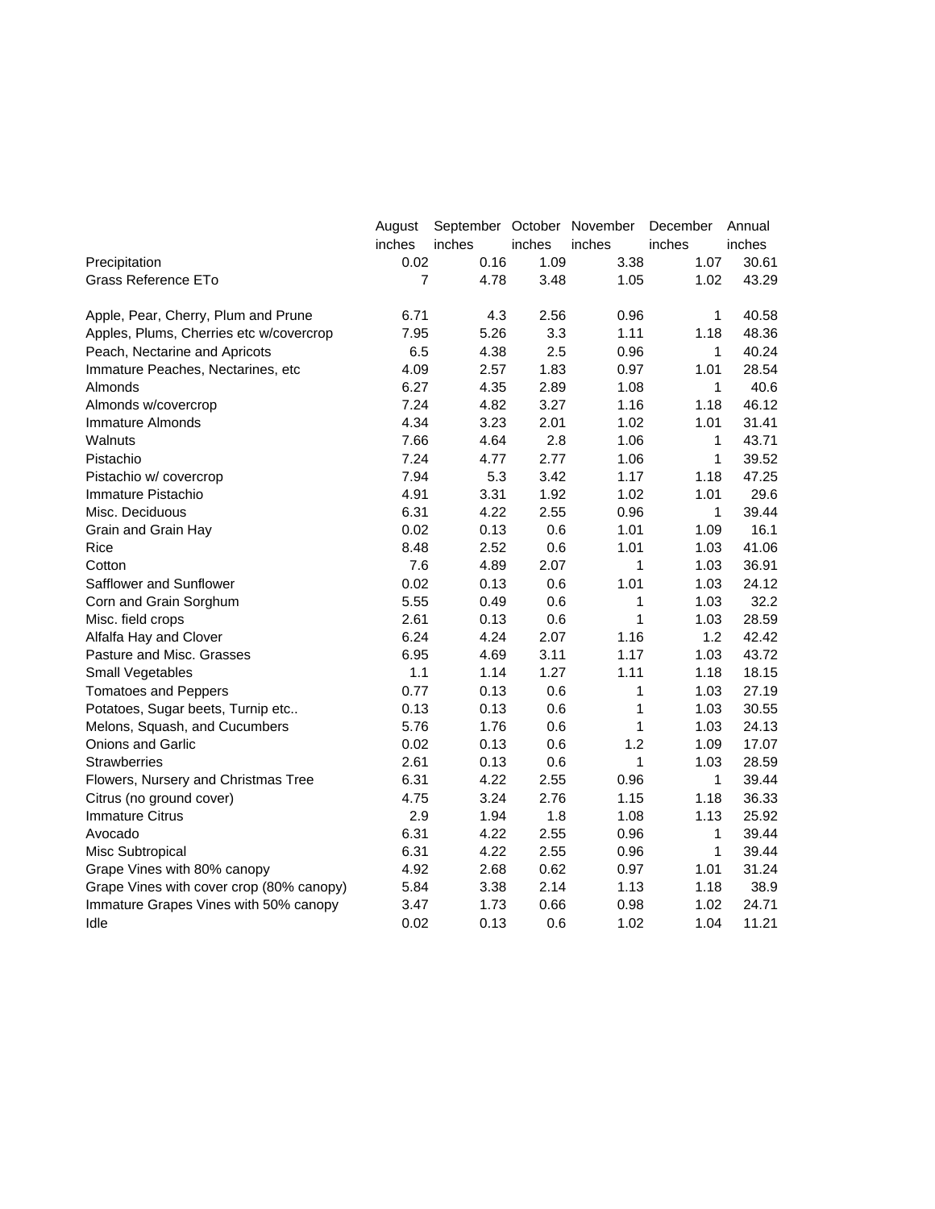| | August inches | September inches | October inches | November inches | December inches | Annual inches |
|---|---|---|---|---|---|---|
| Precipitation | 0.02 | 0.16 | 1.09 | 3.38 | 1.07 | 30.61 |
| Grass Reference ETo | 7 | 4.78 | 3.48 | 1.05 | 1.02 | 43.29 |
| | | | | | | |
| Apple, Pear, Cherry, Plum and Prune | 6.71 | 4.3 | 2.56 | 0.96 | 1 | 40.58 |
| Apples, Plums, Cherries etc w/covercrop | 7.95 | 5.26 | 3.3 | 1.11 | 1.18 | 48.36 |
| Peach, Nectarine and Apricots | 6.5 | 4.38 | 2.5 | 0.96 | 1 | 40.24 |
| Immature Peaches, Nectarines, etc | 4.09 | 2.57 | 1.83 | 0.97 | 1.01 | 28.54 |
| Almonds | 6.27 | 4.35 | 2.89 | 1.08 | 1 | 40.6 |
| Almonds w/covercrop | 7.24 | 4.82 | 3.27 | 1.16 | 1.18 | 46.12 |
| Immature Almonds | 4.34 | 3.23 | 2.01 | 1.02 | 1.01 | 31.41 |
| Walnuts | 7.66 | 4.64 | 2.8 | 1.06 | 1 | 43.71 |
| Pistachio | 7.24 | 4.77 | 2.77 | 1.06 | 1 | 39.52 |
| Pistachio w/ covercrop | 7.94 | 5.3 | 3.42 | 1.17 | 1.18 | 47.25 |
| Immature Pistachio | 4.91 | 3.31 | 1.92 | 1.02 | 1.01 | 29.6 |
| Misc. Deciduous | 6.31 | 4.22 | 2.55 | 0.96 | 1 | 39.44 |
| Grain and Grain Hay | 0.02 | 0.13 | 0.6 | 1.01 | 1.09 | 16.1 |
| Rice | 8.48 | 2.52 | 0.6 | 1.01 | 1.03 | 41.06 |
| Cotton | 7.6 | 4.89 | 2.07 | 1 | 1.03 | 36.91 |
| Safflower and Sunflower | 0.02 | 0.13 | 0.6 | 1.01 | 1.03 | 24.12 |
| Corn and Grain Sorghum | 5.55 | 0.49 | 0.6 | 1 | 1.03 | 32.2 |
| Misc. field crops | 2.61 | 0.13 | 0.6 | 1 | 1.03 | 28.59 |
| Alfalfa Hay and Clover | 6.24 | 4.24 | 2.07 | 1.16 | 1.2 | 42.42 |
| Pasture and Misc. Grasses | 6.95 | 4.69 | 3.11 | 1.17 | 1.03 | 43.72 |
| Small Vegetables | 1.1 | 1.14 | 1.27 | 1.11 | 1.18 | 18.15 |
| Tomatoes and Peppers | 0.77 | 0.13 | 0.6 | 1 | 1.03 | 27.19 |
| Potatoes, Sugar beets, Turnip etc.. | 0.13 | 0.13 | 0.6 | 1 | 1.03 | 30.55 |
| Melons, Squash, and Cucumbers | 5.76 | 1.76 | 0.6 | 1 | 1.03 | 24.13 |
| Onions and Garlic | 0.02 | 0.13 | 0.6 | 1.2 | 1.09 | 17.07 |
| Strawberries | 2.61 | 0.13 | 0.6 | 1 | 1.03 | 28.59 |
| Flowers, Nursery and Christmas Tree | 6.31 | 4.22 | 2.55 | 0.96 | 1 | 39.44 |
| Citrus (no ground cover) | 4.75 | 3.24 | 2.76 | 1.15 | 1.18 | 36.33 |
| Immature Citrus | 2.9 | 1.94 | 1.8 | 1.08 | 1.13 | 25.92 |
| Avocado | 6.31 | 4.22 | 2.55 | 0.96 | 1 | 39.44 |
| Misc Subtropical | 6.31 | 4.22 | 2.55 | 0.96 | 1 | 39.44 |
| Grape Vines with 80% canopy | 4.92 | 2.68 | 0.62 | 0.97 | 1.01 | 31.24 |
| Grape Vines with cover crop (80% canopy) | 5.84 | 3.38 | 2.14 | 1.13 | 1.18 | 38.9 |
| Immature Grapes Vines with 50% canopy | 3.47 | 1.73 | 0.66 | 0.98 | 1.02 | 24.71 |
| Idle | 0.02 | 0.13 | 0.6 | 1.02 | 1.04 | 11.21 |